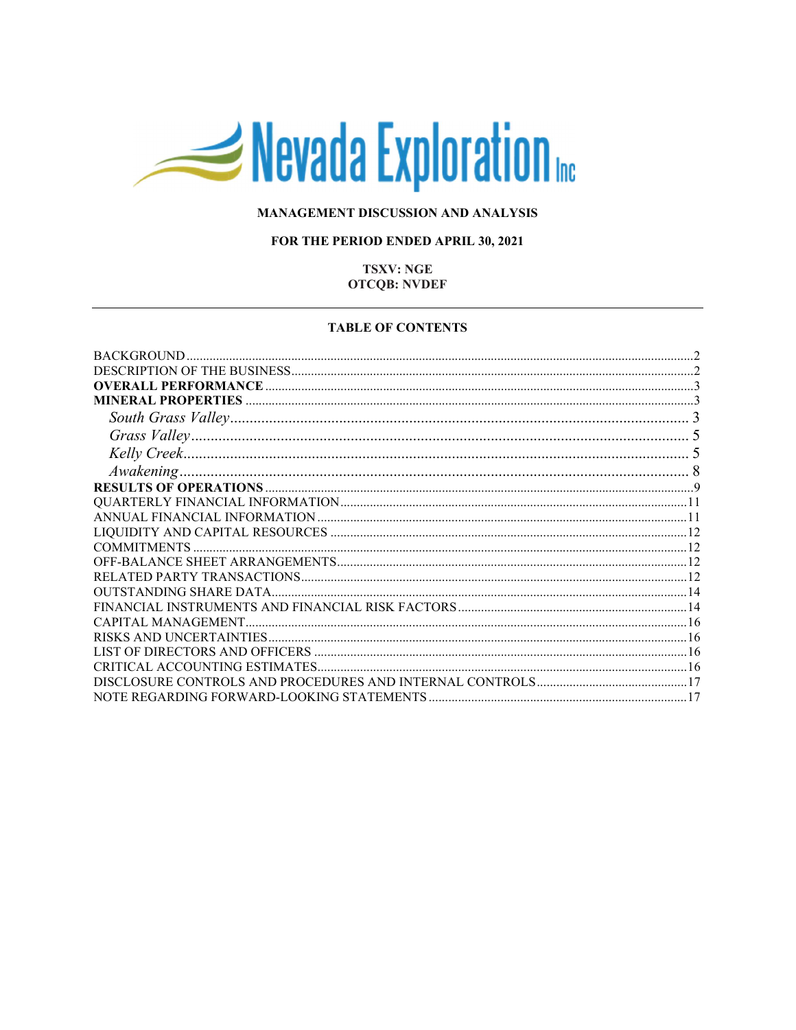# Nevada Exploration Inc

**MANAGEMENT DISCUSSION AND ANALYSIS**

**FOR THE PERIOD ENDED APRIL 30, 2021**

**TSXV: NGE**
**OTCQB: NVDEF**

---

**TABLE OF CONTENTS**

| | |
|---|---|
| BACKGROUND | 2 |
| DESCRIPTION OF THE BUSINESS | 2 |
| **OVERALL PERFORMANCE** | 3 |
| **MINERAL PROPERTIES** | 3 |
| *South Grass Valley* | 3 |
| *Grass Valley* | 5 |
| *Kelly Creek* | 5 |
| *Awakening* | 8 |
| **RESULTS OF OPERATIONS** | 9 |
| QUARTERLY FINANCIAL INFORMATION | 11 |
| ANNUAL FINANCIAL INFORMATION | 11 |
| LIQUIDITY AND CAPITAL RESOURCES | 12 |
| COMMITMENTS | 12 |
| OFF-BALANCE SHEET ARRANGEMENTS | 12 |
| RELATED PARTY TRANSACTIONS | 12 |
| OUTSTANDING SHARE DATA | 14 |
| FINANCIAL INSTRUMENTS AND FINANCIAL RISK FACTORS | 14 |
| CAPITAL MANAGEMENT | 16 |
| RISKS AND UNCERTAINTIES | 16 |
| LIST OF DIRECTORS AND OFFICERS | 16 |
| CRITICAL ACCOUNTING ESTIMATES | 16 |
| DISCLOSURE CONTROLS AND PROCEDURES AND INTERNAL CONTROLS | 17 |
| NOTE REGARDING FORWARD-LOOKING STATEMENTS | 17 |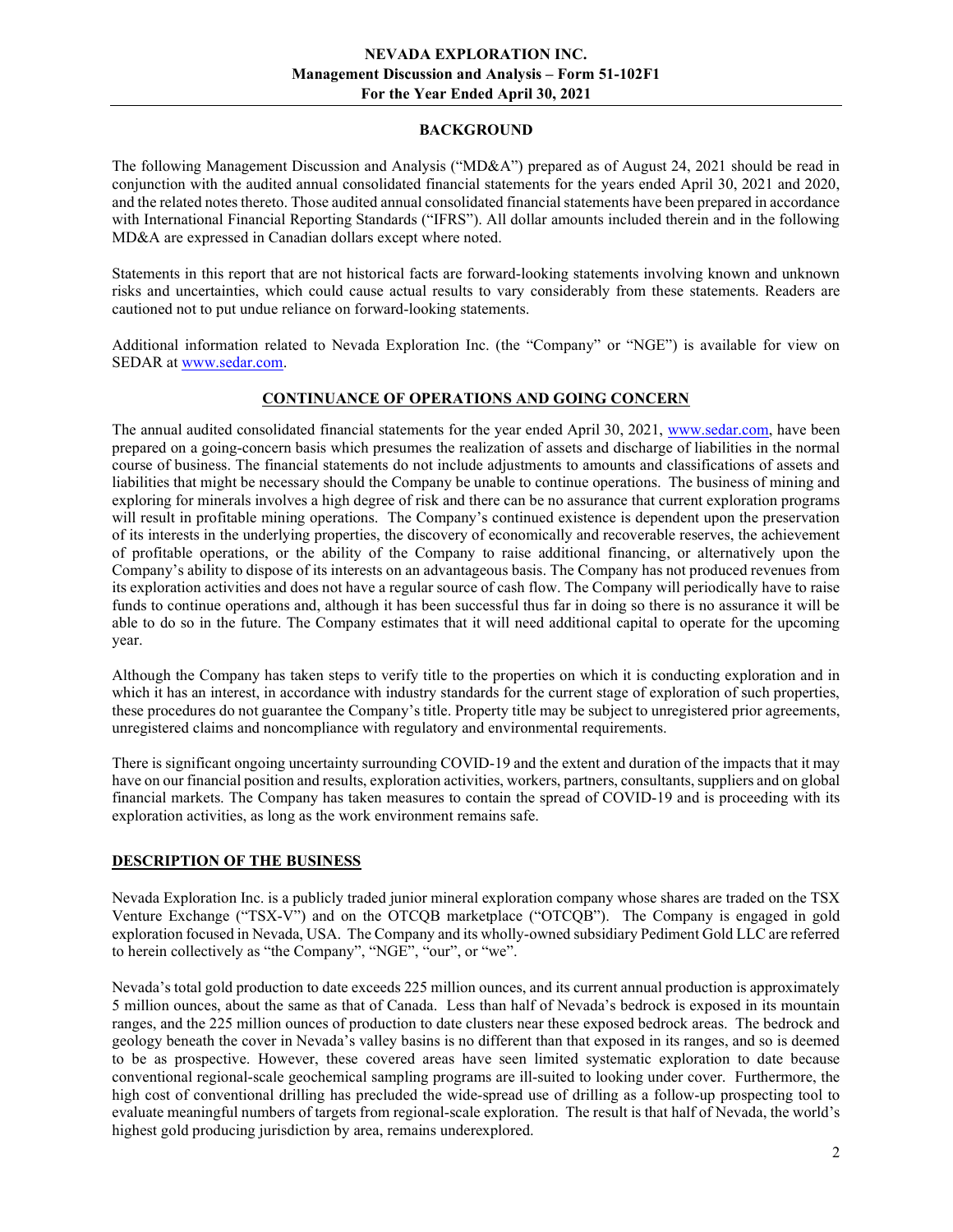## BACKGROUND

The following Management Discussion and Analysis ("MD&A") prepared as of August 24, 2021 should be read in conjunction with the audited annual consolidated financial statements for the years ended April 30, 2021 and 2020, and the related notes thereto. Those audited annual consolidated financial statements have been prepared in accordance with International Financial Reporting Standards ("IFRS"). All dollar amounts included therein and in the following MD&A are expressed in Canadian dollars except where noted.

Statements in this report that are not historical facts are forward-looking statements involving known and unknown risks and uncertainties, which could cause actual results to vary considerably from these statements. Readers are cautioned not to put undue reliance on forward-looking statements.

Additional information related to Nevada Exploration Inc. (the "Company" or "NGE") is available for view on SEDAR at www.sedar.com.

## CONTINUANCE OF OPERATIONS AND GOING CONCERN

The annual audited consolidated financial statements for the year ended April 30, 2021, www.sedar.com, have been prepared on a going-concern basis which presumes the realization of assets and discharge of liabilities in the normal course of business. The financial statements do not include adjustments to amounts and classifications of assets and liabilities that might be necessary should the Company be unable to continue operations. The business of mining and exploring for minerals involves a high degree of risk and there can be no assurance that current exploration programs will result in profitable mining operations. The Company's continued existence is dependent upon the preservation of its interests in the underlying properties, the discovery of economically and recoverable reserves, the achievement of profitable operations, or the ability of the Company to raise additional financing, or alternatively upon the Company's ability to dispose of its interests on an advantageous basis. The Company has not produced revenues from its exploration activities and does not have a regular source of cash flow. The Company will periodically have to raise funds to continue operations and, although it has been successful thus far in doing so there is no assurance it will be able to do so in the future. The Company estimates that it will need additional capital to operate for the upcoming year.

Although the Company has taken steps to verify title to the properties on which it is conducting exploration and in which it has an interest, in accordance with industry standards for the current stage of exploration of such properties, these procedures do not guarantee the Company's title. Property title may be subject to unregistered prior agreements, unregistered claims and noncompliance with regulatory and environmental requirements.

There is significant ongoing uncertainty surrounding COVID-19 and the extent and duration of the impacts that it may have on our financial position and results, exploration activities, workers, partners, consultants, suppliers and on global financial markets. The Company has taken measures to contain the spread of COVID-19 and is proceeding with its exploration activities, as long as the work environment remains safe.

## DESCRIPTION OF THE BUSINESS

Nevada Exploration Inc. is a publicly traded junior mineral exploration company whose shares are traded on the TSX Venture Exchange ("TSX-V") and on the OTCQB marketplace ("OTCQB"). The Company is engaged in gold exploration focused in Nevada, USA. The Company and its wholly-owned subsidiary Pediment Gold LLC are referred to herein collectively as "the Company", "NGE", "our", or "we".

Nevada's total gold production to date exceeds 225 million ounces, and its current annual production is approximately 5 million ounces, about the same as that of Canada. Less than half of Nevada's bedrock is exposed in its mountain ranges, and the 225 million ounces of production to date clusters near these exposed bedrock areas. The bedrock and geology beneath the cover in Nevada's valley basins is no different than that exposed in its ranges, and so is deemed to be as prospective. However, these covered areas have seen limited systematic exploration to date because conventional regional-scale geochemical sampling programs are ill-suited to looking under cover. Furthermore, the high cost of conventional drilling has precluded the wide-spread use of drilling as a follow-up prospecting tool to evaluate meaningful numbers of targets from regional-scale exploration. The result is that half of Nevada, the world's highest gold producing jurisdiction by area, remains underexplored.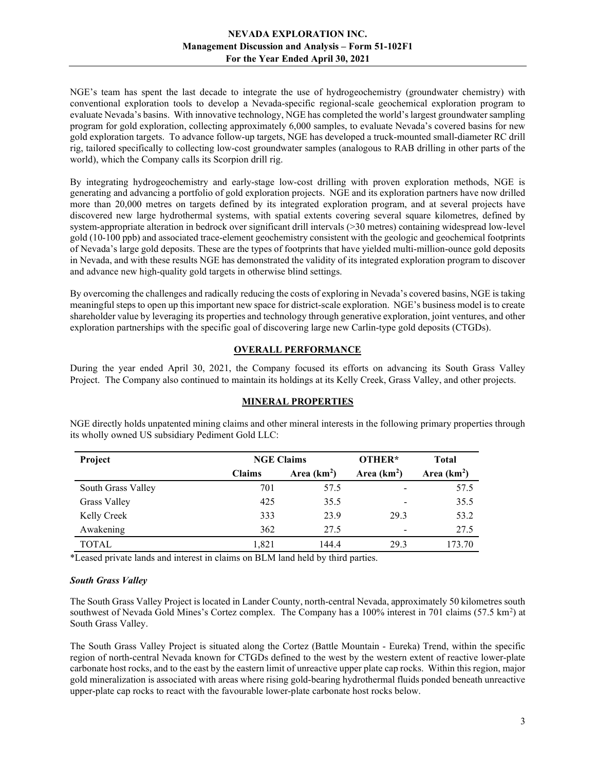NGE's team has spent the last decade to integrate the use of hydrogeochemistry (groundwater chemistry) with conventional exploration tools to develop a Nevada-specific regional-scale geochemical exploration program to evaluate Nevada's basins. With innovative technology, NGE has completed the world's largest groundwater sampling program for gold exploration, collecting approximately 6,000 samples, to evaluate Nevada's covered basins for new gold exploration targets. To advance follow-up targets, NGE has developed a truck-mounted small-diameter RC drill rig, tailored specifically to collecting low-cost groundwater samples (analogous to RAB drilling in other parts of the world), which the Company calls its Scorpion drill rig.

By integrating hydrogeochemistry and early-stage low-cost drilling with proven exploration methods, NGE is generating and advancing a portfolio of gold exploration projects. NGE and its exploration partners have now drilled more than 20,000 metres on targets defined by its integrated exploration program, and at several projects have discovered new large hydrothermal systems, with spatial extents covering several square kilometres, defined by system-appropriate alteration in bedrock over significant drill intervals (>30 metres) containing widespread low-level gold (10-100 ppb) and associated trace-element geochemistry consistent with the geologic and geochemical footprints of Nevada's large gold deposits. These are the types of footprints that have yielded multi-million-ounce gold deposits in Nevada, and with these results NGE has demonstrated the validity of its integrated exploration program to discover and advance new high-quality gold targets in otherwise blind settings.

By overcoming the challenges and radically reducing the costs of exploring in Nevada's covered basins, NGE is taking meaningful steps to open up this important new space for district-scale exploration. NGE's business model is to create shareholder value by leveraging its properties and technology through generative exploration, joint ventures, and other exploration partnerships with the specific goal of discovering large new Carlin-type gold deposits (CTGDs).

## OVERALL PERFORMANCE

During the year ended April 30, 2021, the Company focused its efforts on advancing its South Grass Valley Project. The Company also continued to maintain its holdings at its Kelly Creek, Grass Valley, and other projects.

## MINERAL PROPERTIES

NGE directly holds unpatented mining claims and other mineral interests in the following primary properties through its wholly owned US subsidiary Pediment Gold LLC:

| Project | NGE Claims | | OTHER* | Total |
|---|---|---|---|---|
| | Claims | Area (km$^2$) | Area (km$^2$) | Area (km$^2$) |
| South Grass Valley | 701 | 57.5 | - | 57.5 |
| Grass Valley | 425 | 35.5 | - | 35.5 |
| Kelly Creek | 333 | 23.9 | 29.3 | 53.2 |
| Awakening | 362 | 27.5 | - | 27.5 |
| TOTAL | 1,821 | 144.4 | 29.3 | 173.70 |

*Leased private lands and interest in claims on BLM land held by third parties.

### *South Grass Valley*

The South Grass Valley Project is located in Lander County, north-central Nevada, approximately 50 kilometres south southwest of Nevada Gold Mines's Cortez complex. The Company has a 100% interest in 701 claims (57.5 km$^2$) at South Grass Valley.

The South Grass Valley Project is situated along the Cortez (Battle Mountain - Eureka) Trend, within the specific region of north-central Nevada known for CTGDs defined to the west by the western extent of reactive lower-plate carbonate host rocks, and to the east by the eastern limit of unreactive upper plate cap rocks. Within this region, major gold mineralization is associated with areas where rising gold-bearing hydrothermal fluids ponded beneath unreactive upper-plate cap rocks to react with the favourable lower-plate carbonate host rocks below.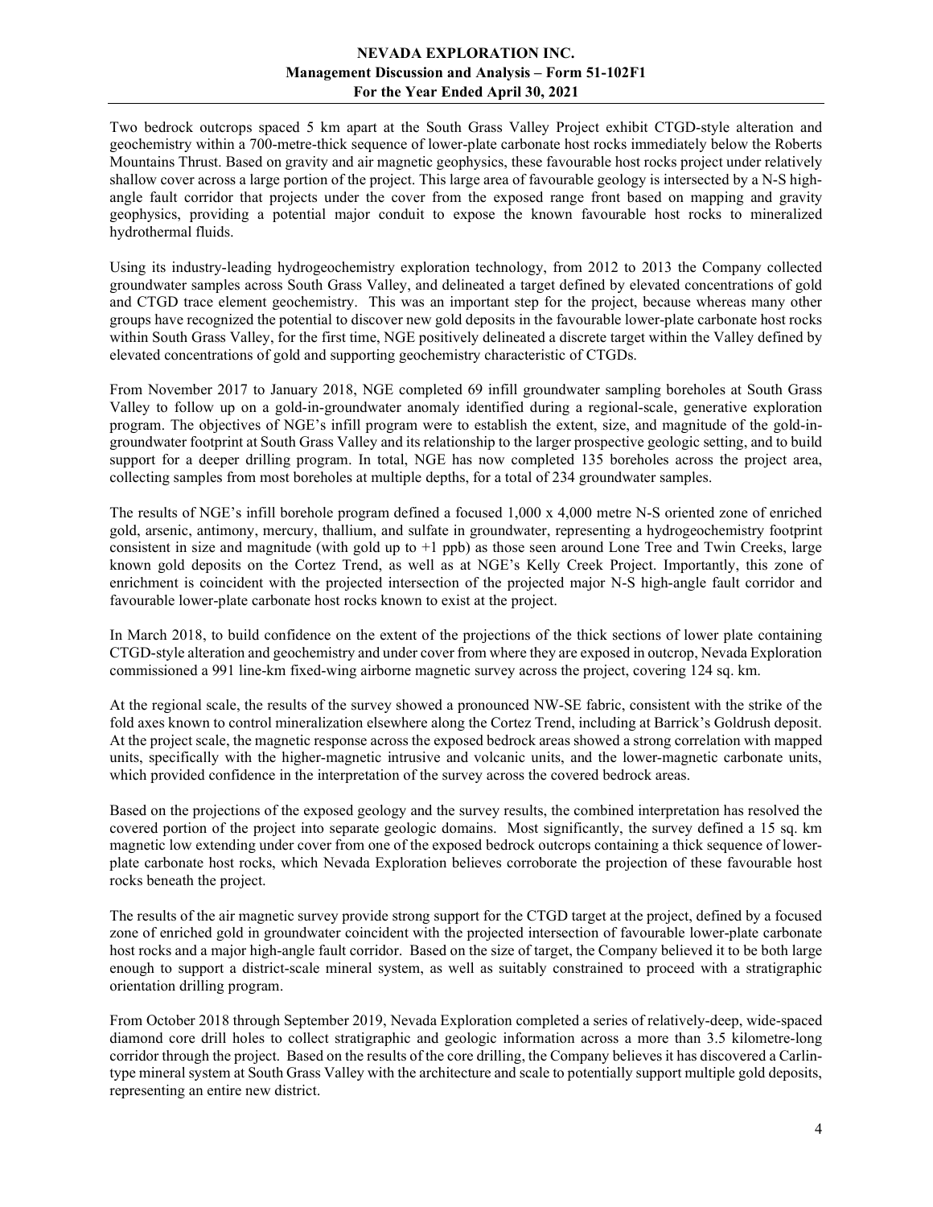Two bedrock outcrops spaced 5 km apart at the South Grass Valley Project exhibit CTGD-style alteration and geochemistry within a 700-metre-thick sequence of lower-plate carbonate host rocks immediately below the Roberts Mountains Thrust. Based on gravity and air magnetic geophysics, these favourable host rocks project under relatively shallow cover across a large portion of the project. This large area of favourable geology is intersected by a N-S high-angle fault corridor that projects under the cover from the exposed range front based on mapping and gravity geophysics, providing a potential major conduit to expose the known favourable host rocks to mineralized hydrothermal fluids.

Using its industry-leading hydrogeochemistry exploration technology, from 2012 to 2013 the Company collected groundwater samples across South Grass Valley, and delineated a target defined by elevated concentrations of gold and CTGD trace element geochemistry. This was an important step for the project, because whereas many other groups have recognized the potential to discover new gold deposits in the favourable lower-plate carbonate host rocks within South Grass Valley, for the first time, NGE positively delineated a discrete target within the Valley defined by elevated concentrations of gold and supporting geochemistry characteristic of CTGDs.

From November 2017 to January 2018, NGE completed 69 infill groundwater sampling boreholes at South Grass Valley to follow up on a gold-in-groundwater anomaly identified during a regional-scale, generative exploration program. The objectives of NGE's infill program were to establish the extent, size, and magnitude of the gold-in-groundwater footprint at South Grass Valley and its relationship to the larger prospective geologic setting, and to build support for a deeper drilling program. In total, NGE has now completed 135 boreholes across the project area, collecting samples from most boreholes at multiple depths, for a total of 234 groundwater samples.

The results of NGE's infill borehole program defined a focused 1,000 x 4,000 metre N-S oriented zone of enriched gold, arsenic, antimony, mercury, thallium, and sulfate in groundwater, representing a hydrogeochemistry footprint consistent in size and magnitude (with gold up to +1 ppb) as those seen around Lone Tree and Twin Creeks, large known gold deposits on the Cortez Trend, as well as at NGE's Kelly Creek Project. Importantly, this zone of enrichment is coincident with the projected intersection of the projected major N-S high-angle fault corridor and favourable lower-plate carbonate host rocks known to exist at the project.

In March 2018, to build confidence on the extent of the projections of the thick sections of lower plate containing CTGD-style alteration and geochemistry and under cover from where they are exposed in outcrop, Nevada Exploration commissioned a 991 line-km fixed-wing airborne magnetic survey across the project, covering 124 sq. km.

At the regional scale, the results of the survey showed a pronounced NW-SE fabric, consistent with the strike of the fold axes known to control mineralization elsewhere along the Cortez Trend, including at Barrick's Goldrush deposit. At the project scale, the magnetic response across the exposed bedrock areas showed a strong correlation with mapped units, specifically with the higher-magnetic intrusive and volcanic units, and the lower-magnetic carbonate units, which provided confidence in the interpretation of the survey across the covered bedrock areas.

Based on the projections of the exposed geology and the survey results, the combined interpretation has resolved the covered portion of the project into separate geologic domains. Most significantly, the survey defined a 15 sq. km magnetic low extending under cover from one of the exposed bedrock outcrops containing a thick sequence of lower-plate carbonate host rocks, which Nevada Exploration believes corroborate the projection of these favourable host rocks beneath the project.

The results of the air magnetic survey provide strong support for the CTGD target at the project, defined by a focused zone of enriched gold in groundwater coincident with the projected intersection of favourable lower-plate carbonate host rocks and a major high-angle fault corridor. Based on the size of target, the Company believed it to be both large enough to support a district-scale mineral system, as well as suitably constrained to proceed with a stratigraphic orientation drilling program.

From October 2018 through September 2019, Nevada Exploration completed a series of relatively-deep, wide-spaced diamond core drill holes to collect stratigraphic and geologic information across a more than 3.5 kilometre-long corridor through the project. Based on the results of the core drilling, the Company believes it has discovered a Carlin-type mineral system at South Grass Valley with the architecture and scale to potentially support multiple gold deposits, representing an entire new district.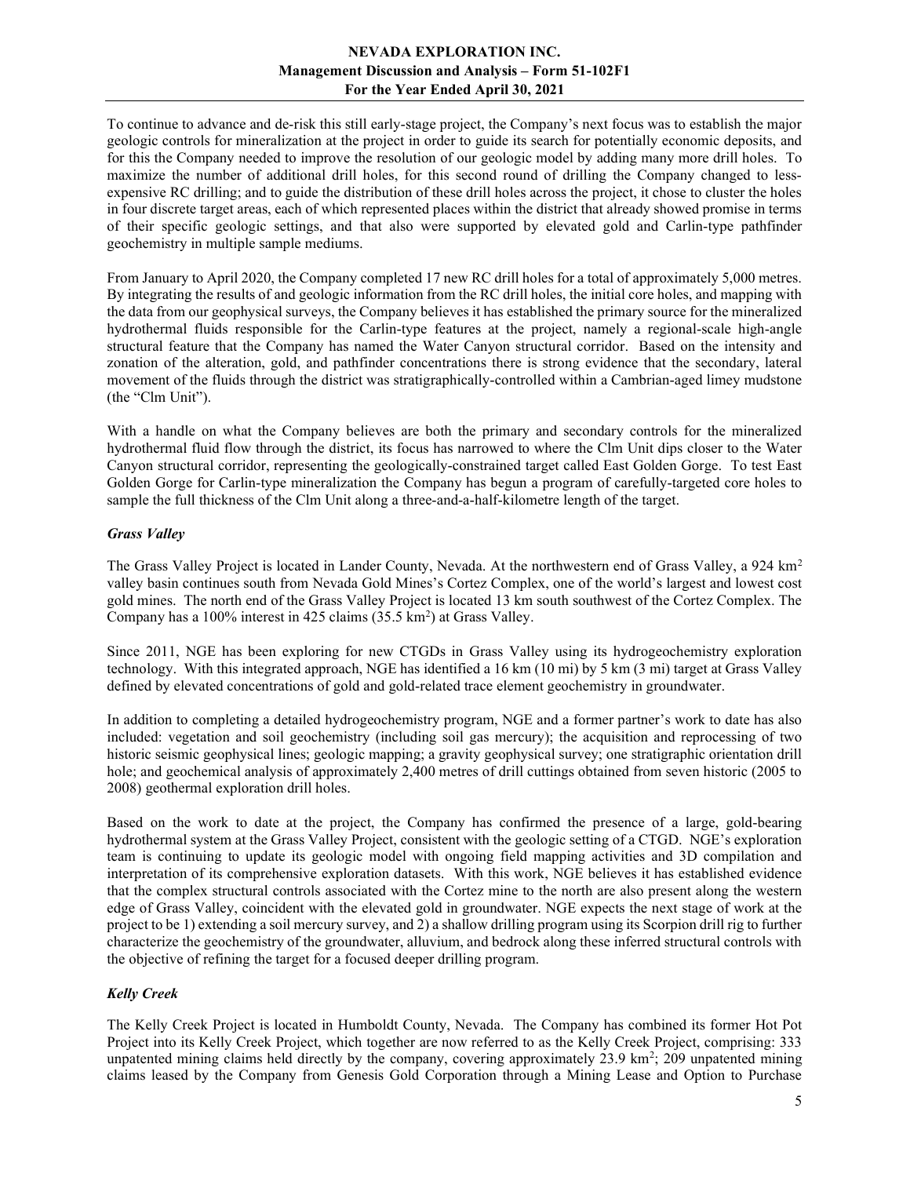To continue to advance and de-risk this still early-stage project, the Company's next focus was to establish the major geologic controls for mineralization at the project in order to guide its search for potentially economic deposits, and for this the Company needed to improve the resolution of our geologic model by adding many more drill holes. To maximize the number of additional drill holes, for this second round of drilling the Company changed to less-expensive RC drilling; and to guide the distribution of these drill holes across the project, it chose to cluster the holes in four discrete target areas, each of which represented places within the district that already showed promise in terms of their specific geologic settings, and that also were supported by elevated gold and Carlin-type pathfinder geochemistry in multiple sample mediums.

From January to April 2020, the Company completed 17 new RC drill holes for a total of approximately 5,000 metres. By integrating the results of and geologic information from the RC drill holes, the initial core holes, and mapping with the data from our geophysical surveys, the Company believes it has established the primary source for the mineralized hydrothermal fluids responsible for the Carlin-type features at the project, namely a regional-scale high-angle structural feature that the Company has named the Water Canyon structural corridor. Based on the intensity and zonation of the alteration, gold, and pathfinder concentrations there is strong evidence that the secondary, lateral movement of the fluids through the district was stratigraphically-controlled within a Cambrian-aged limey mudstone (the "Clm Unit").

With a handle on what the Company believes are both the primary and secondary controls for the mineralized hydrothermal fluid flow through the district, its focus has narrowed to where the Clm Unit dips closer to the Water Canyon structural corridor, representing the geologically-constrained target called East Golden Gorge. To test East Golden Gorge for Carlin-type mineralization the Company has begun a program of carefully-targeted core holes to sample the full thickness of the Clm Unit along a three-and-a-half-kilometre length of the target.

### *Grass Valley*

The Grass Valley Project is located in Lander County, Nevada. At the northwestern end of Grass Valley, a 924 km$^2$ valley basin continues south from Nevada Gold Mines's Cortez Complex, one of the world's largest and lowest cost gold mines. The north end of the Grass Valley Project is located 13 km south southwest of the Cortez Complex. The Company has a 100% interest in 425 claims (35.5 km$^2$) at Grass Valley.

Since 2011, NGE has been exploring for new CTGDs in Grass Valley using its hydrogeochemistry exploration technology. With this integrated approach, NGE has identified a 16 km (10 mi) by 5 km (3 mi) target at Grass Valley defined by elevated concentrations of gold and gold-related trace element geochemistry in groundwater.

In addition to completing a detailed hydrogeochemistry program, NGE and a former partner's work to date has also included: vegetation and soil geochemistry (including soil gas mercury); the acquisition and reprocessing of two historic seismic geophysical lines; geologic mapping; a gravity geophysical survey; one stratigraphic orientation drill hole; and geochemical analysis of approximately 2,400 metres of drill cuttings obtained from seven historic (2005 to 2008) geothermal exploration drill holes.

Based on the work to date at the project, the Company has confirmed the presence of a large, gold-bearing hydrothermal system at the Grass Valley Project, consistent with the geologic setting of a CTGD. NGE's exploration team is continuing to update its geologic model with ongoing field mapping activities and 3D compilation and interpretation of its comprehensive exploration datasets. With this work, NGE believes it has established evidence that the complex structural controls associated with the Cortez mine to the north are also present along the western edge of Grass Valley, coincident with the elevated gold in groundwater. NGE expects the next stage of work at the project to be 1) extending a soil mercury survey, and 2) a shallow drilling program using its Scorpion drill rig to further characterize the geochemistry of the groundwater, alluvium, and bedrock along these inferred structural controls with the objective of refining the target for a focused deeper drilling program.

### *Kelly Creek*

The Kelly Creek Project is located in Humboldt County, Nevada. The Company has combined its former Hot Pot Project into its Kelly Creek Project, which together are now referred to as the Kelly Creek Project, comprising: 333 unpatented mining claims held directly by the company, covering approximately 23.9 km$^2$; 209 unpatented mining claims leased by the Company from Genesis Gold Corporation through a Mining Lease and Option to Purchase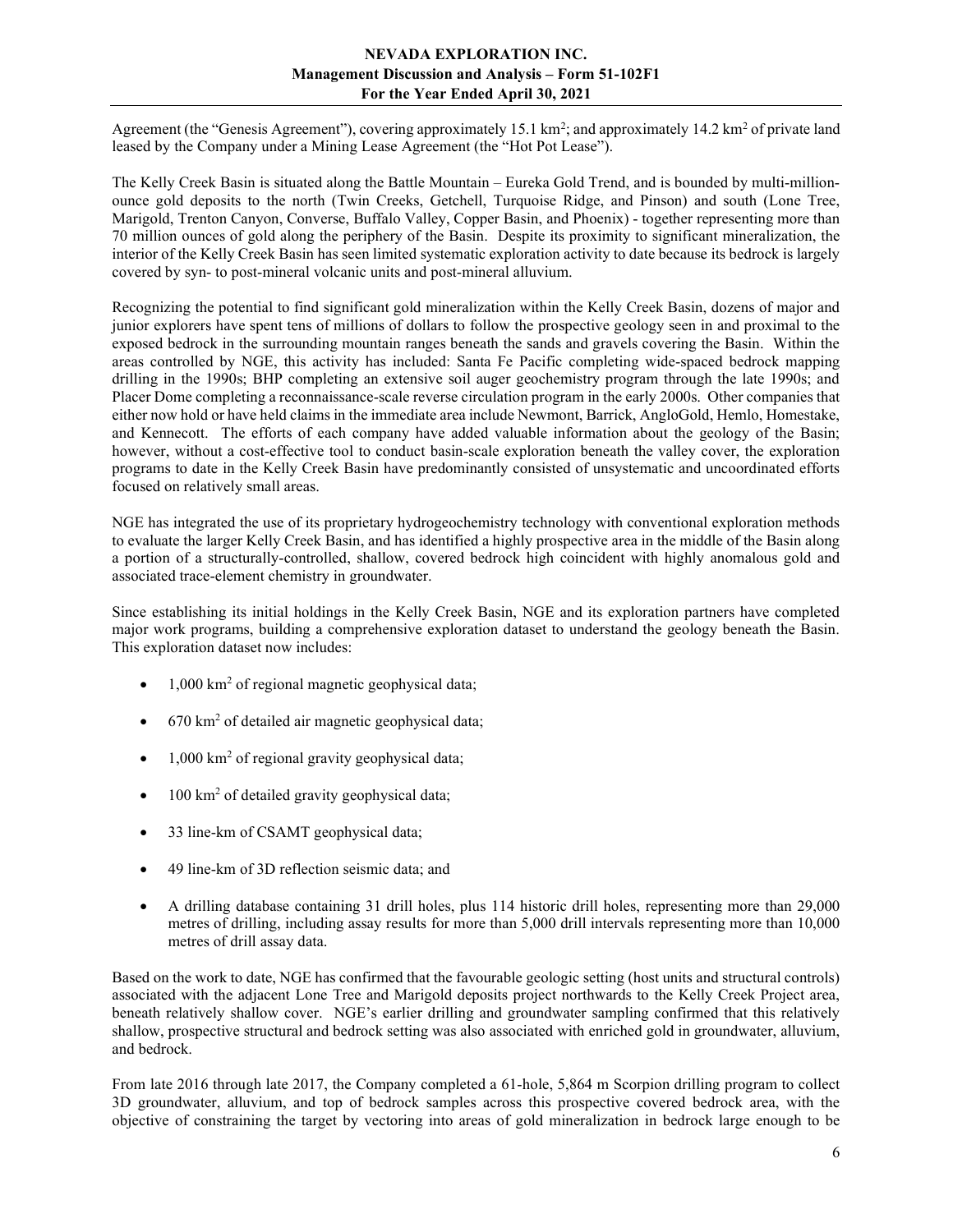Agreement (the "Genesis Agreement"), covering approximately 15.1 km$^2$; and approximately 14.2 km$^2$ of private land leased by the Company under a Mining Lease Agreement (the "Hot Pot Lease").

The Kelly Creek Basin is situated along the Battle Mountain – Eureka Gold Trend, and is bounded by multi-million-ounce gold deposits to the north (Twin Creeks, Getchell, Turquoise Ridge, and Pinson) and south (Lone Tree, Marigold, Trenton Canyon, Converse, Buffalo Valley, Copper Basin, and Phoenix) - together representing more than 70 million ounces of gold along the periphery of the Basin. Despite its proximity to significant mineralization, the interior of the Kelly Creek Basin has seen limited systematic exploration activity to date because its bedrock is largely covered by syn- to post-mineral volcanic units and post-mineral alluvium.

Recognizing the potential to find significant gold mineralization within the Kelly Creek Basin, dozens of major and junior explorers have spent tens of millions of dollars to follow the prospective geology seen in and proximal to the exposed bedrock in the surrounding mountain ranges beneath the sands and gravels covering the Basin. Within the areas controlled by NGE, this activity has included: Santa Fe Pacific completing wide-spaced bedrock mapping drilling in the 1990s; BHP completing an extensive soil auger geochemistry program through the late 1990s; and Placer Dome completing a reconnaissance-scale reverse circulation program in the early 2000s. Other companies that either now hold or have held claims in the immediate area include Newmont, Barrick, AngloGold, Hemlo, Homestake, and Kennecott. The efforts of each company have added valuable information about the geology of the Basin; however, without a cost-effective tool to conduct basin-scale exploration beneath the valley cover, the exploration programs to date in the Kelly Creek Basin have predominantly consisted of unsystematic and uncoordinated efforts focused on relatively small areas.

NGE has integrated the use of its proprietary hydrogeochemistry technology with conventional exploration methods to evaluate the larger Kelly Creek Basin, and has identified a highly prospective area in the middle of the Basin along a portion of a structurally-controlled, shallow, covered bedrock high coincident with highly anomalous gold and associated trace-element chemistry in groundwater.

Since establishing its initial holdings in the Kelly Creek Basin, NGE and its exploration partners have completed major work programs, building a comprehensive exploration dataset to understand the geology beneath the Basin. This exploration dataset now includes:

- 1,000 km$^2$ of regional magnetic geophysical data;
- 670 km$^2$ of detailed air magnetic geophysical data;
- 1,000 km$^2$ of regional gravity geophysical data;
- 100 km$^2$ of detailed gravity geophysical data;
- 33 line-km of CSAMT geophysical data;
- 49 line-km of 3D reflection seismic data; and
- A drilling database containing 31 drill holes, plus 114 historic drill holes, representing more than 29,000 metres of drilling, including assay results for more than 5,000 drill intervals representing more than 10,000 metres of drill assay data.

Based on the work to date, NGE has confirmed that the favourable geologic setting (host units and structural controls) associated with the adjacent Lone Tree and Marigold deposits project northwards to the Kelly Creek Project area, beneath relatively shallow cover. NGE's earlier drilling and groundwater sampling confirmed that this relatively shallow, prospective structural and bedrock setting was also associated with enriched gold in groundwater, alluvium, and bedrock.

From late 2016 through late 2017, the Company completed a 61-hole, 5,864 m Scorpion drilling program to collect 3D groundwater, alluvium, and top of bedrock samples across this prospective covered bedrock area, with the objective of constraining the target by vectoring into areas of gold mineralization in bedrock large enough to be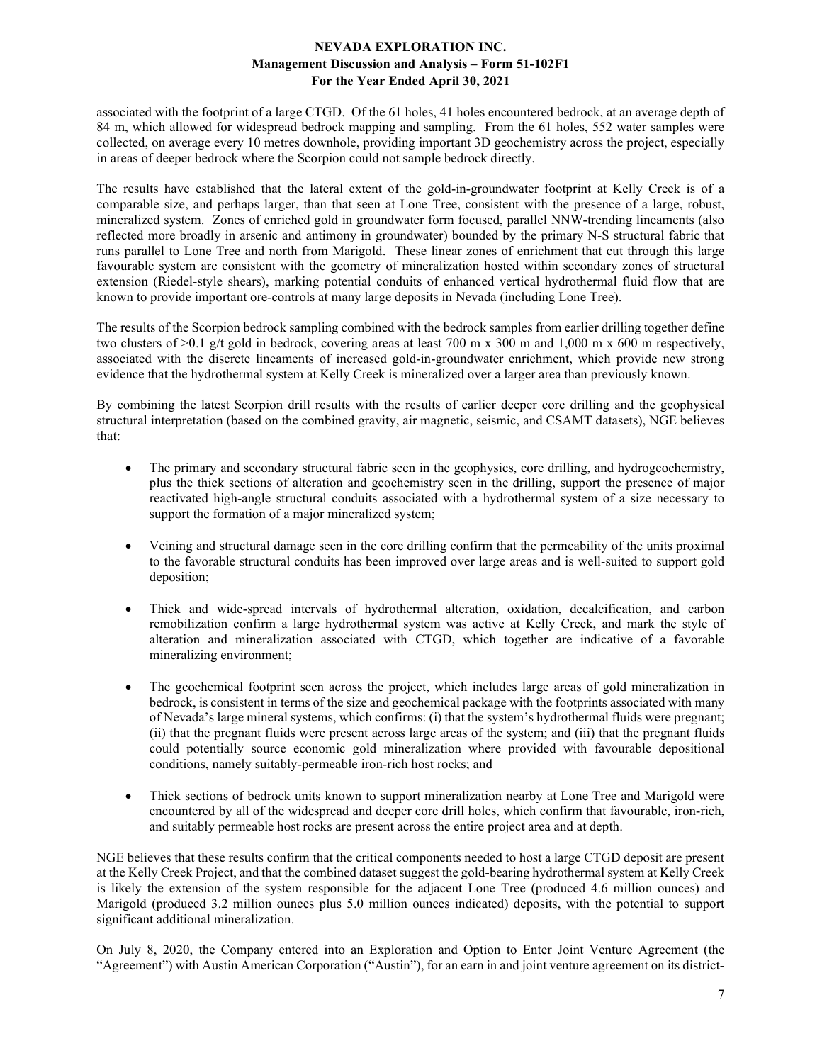associated with the footprint of a large CTGD. Of the 61 holes, 41 holes encountered bedrock, at an average depth of 84 m, which allowed for widespread bedrock mapping and sampling. From the 61 holes, 552 water samples were collected, on average every 10 metres downhole, providing important 3D geochemistry across the project, especially in areas of deeper bedrock where the Scorpion could not sample bedrock directly.

The results have established that the lateral extent of the gold-in-groundwater footprint at Kelly Creek is of a comparable size, and perhaps larger, than that seen at Lone Tree, consistent with the presence of a large, robust, mineralized system. Zones of enriched gold in groundwater form focused, parallel NNW-trending lineaments (also reflected more broadly in arsenic and antimony in groundwater) bounded by the primary N-S structural fabric that runs parallel to Lone Tree and north from Marigold. These linear zones of enrichment that cut through this large favourable system are consistent with the geometry of mineralization hosted within secondary zones of structural extension (Riedel-style shears), marking potential conduits of enhanced vertical hydrothermal fluid flow that are known to provide important ore-controls at many large deposits in Nevada (including Lone Tree).

The results of the Scorpion bedrock sampling combined with the bedrock samples from earlier drilling together define two clusters of >0.1 g/t gold in bedrock, covering areas at least 700 m x 300 m and 1,000 m x 600 m respectively, associated with the discrete lineaments of increased gold-in-groundwater enrichment, which provide new strong evidence that the hydrothermal system at Kelly Creek is mineralized over a larger area than previously known.

By combining the latest Scorpion drill results with the results of earlier deeper core drilling and the geophysical structural interpretation (based on the combined gravity, air magnetic, seismic, and CSAMT datasets), NGE believes that:

- The primary and secondary structural fabric seen in the geophysics, core drilling, and hydrogeochemistry, plus the thick sections of alteration and geochemistry seen in the drilling, support the presence of major reactivated high-angle structural conduits associated with a hydrothermal system of a size necessary to support the formation of a major mineralized system;

- Veining and structural damage seen in the core drilling confirm that the permeability of the units proximal to the favorable structural conduits has been improved over large areas and is well-suited to support gold deposition;

- Thick and wide-spread intervals of hydrothermal alteration, oxidation, decalcification, and carbon remobilization confirm a large hydrothermal system was active at Kelly Creek, and mark the style of alteration and mineralization associated with CTGD, which together are indicative of a favorable mineralizing environment;

- The geochemical footprint seen across the project, which includes large areas of gold mineralization in bedrock, is consistent in terms of the size and geochemical package with the footprints associated with many of Nevada's large mineral systems, which confirms: (i) that the system's hydrothermal fluids were pregnant; (ii) that the pregnant fluids were present across large areas of the system; and (iii) that the pregnant fluids could potentially source economic gold mineralization where provided with favourable depositional conditions, namely suitably-permeable iron-rich host rocks; and

- Thick sections of bedrock units known to support mineralization nearby at Lone Tree and Marigold were encountered by all of the widespread and deeper core drill holes, which confirm that favourable, iron-rich, and suitably permeable host rocks are present across the entire project area and at depth.

NGE believes that these results confirm that the critical components needed to host a large CTGD deposit are present at the Kelly Creek Project, and that the combined dataset suggest the gold-bearing hydrothermal system at Kelly Creek is likely the extension of the system responsible for the adjacent Lone Tree (produced 4.6 million ounces) and Marigold (produced 3.2 million ounces plus 5.0 million ounces indicated) deposits, with the potential to support significant additional mineralization.

On July 8, 2020, the Company entered into an Exploration and Option to Enter Joint Venture Agreement (the "Agreement") with Austin American Corporation ("Austin"), for an earn in and joint venture agreement on its district-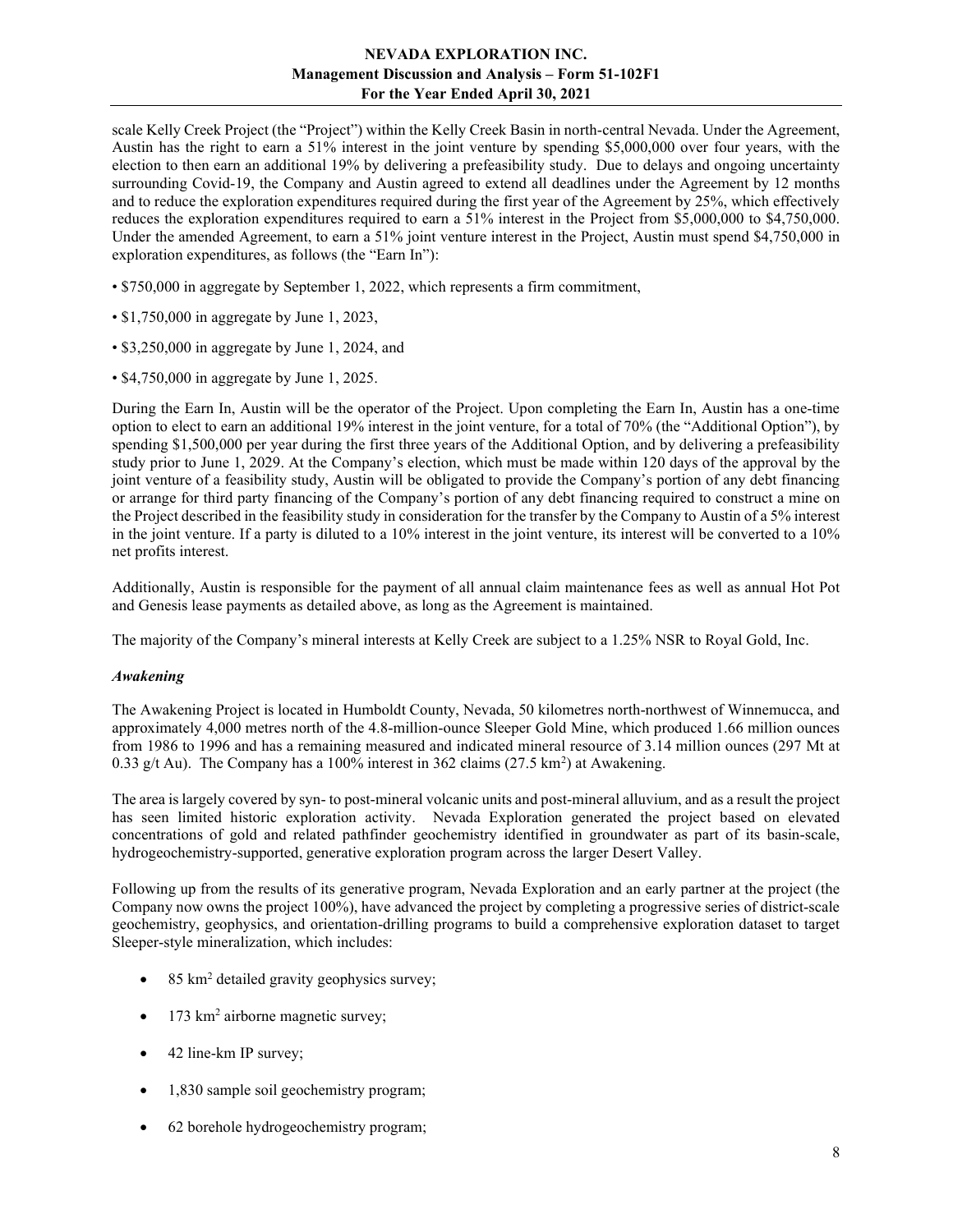scale Kelly Creek Project (the "Project") within the Kelly Creek Basin in north-central Nevada. Under the Agreement, Austin has the right to earn a 51% interest in the joint venture by spending $5,000,000 over four years, with the election to then earn an additional 19% by delivering a prefeasibility study. Due to delays and ongoing uncertainty surrounding Covid-19, the Company and Austin agreed to extend all deadlines under the Agreement by 12 months and to reduce the exploration expenditures required during the first year of the Agreement by 25%, which effectively reduces the exploration expenditures required to earn a 51% interest in the Project from $5,000,000 to $4,750,000. Under the amended Agreement, to earn a 51% joint venture interest in the Project, Austin must spend $4,750,000 in exploration expenditures, as follows (the "Earn In"):

- $750,000 in aggregate by September 1, 2022, which represents a firm commitment,
- $1,750,000 in aggregate by June 1, 2023,
- $3,250,000 in aggregate by June 1, 2024, and
- $4,750,000 in aggregate by June 1, 2025.

During the Earn In, Austin will be the operator of the Project. Upon completing the Earn In, Austin has a one-time option to elect to earn an additional 19% interest in the joint venture, for a total of 70% (the "Additional Option"), by spending $1,500,000 per year during the first three years of the Additional Option, and by delivering a prefeasibility study prior to June 1, 2029. At the Company's election, which must be made within 120 days of the approval by the joint venture of a feasibility study, Austin will be obligated to provide the Company's portion of any debt financing or arrange for third party financing of the Company's portion of any debt financing required to construct a mine on the Project described in the feasibility study in consideration for the transfer by the Company to Austin of a 5% interest in the joint venture. If a party is diluted to a 10% interest in the joint venture, its interest will be converted to a 10% net profits interest.

Additionally, Austin is responsible for the payment of all annual claim maintenance fees as well as annual Hot Pot and Genesis lease payments as detailed above, as long as the Agreement is maintained.

The majority of the Company's mineral interests at Kelly Creek are subject to a 1.25% NSR to Royal Gold, Inc.

### *Awakening*

The Awakening Project is located in Humboldt County, Nevada, 50 kilometres north-northwest of Winnemucca, and approximately 4,000 metres north of the 4.8-million-ounce Sleeper Gold Mine, which produced 1.66 million ounces from 1986 to 1996 and has a remaining measured and indicated mineral resource of 3.14 million ounces (297 Mt at 0.33 g/t Au). The Company has a 100% interest in 362 claims (27.5 km$^2$) at Awakening.

The area is largely covered by syn- to post-mineral volcanic units and post-mineral alluvium, and as a result the project has seen limited historic exploration activity. Nevada Exploration generated the project based on elevated concentrations of gold and related pathfinder geochemistry identified in groundwater as part of its basin-scale, hydrogeochemistry-supported, generative exploration program across the larger Desert Valley.

Following up from the results of its generative program, Nevada Exploration and an early partner at the project (the Company now owns the project 100%), have advanced the project by completing a progressive series of district-scale geochemistry, geophysics, and orientation-drilling programs to build a comprehensive exploration dataset to target Sleeper-style mineralization, which includes:

- 85 km$^2$ detailed gravity geophysics survey;
- 173 km$^2$ airborne magnetic survey;
- 42 line-km IP survey;
- 1,830 sample soil geochemistry program;
- 62 borehole hydrogeochemistry program;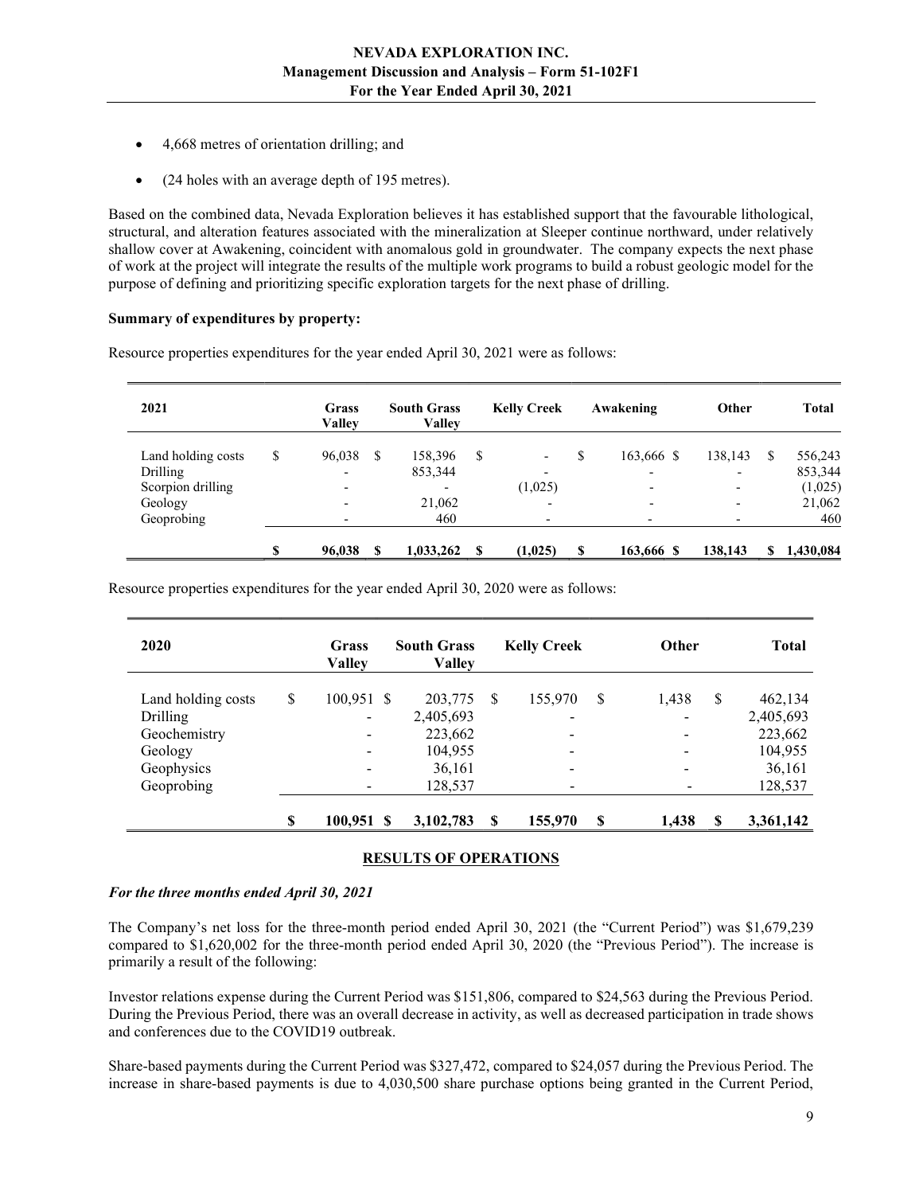- 4,668 metres of orientation drilling; and
- (24 holes with an average depth of 195 metres).

Based on the combined data, Nevada Exploration believes it has established support that the favourable lithological, structural, and alteration features associated with the mineralization at Sleeper continue northward, under relatively shallow cover at Awakening, coincident with anomalous gold in groundwater. The company expects the next phase of work at the project will integrate the results of the multiple work programs to build a robust geologic model for the purpose of defining and prioritizing specific exploration targets for the next phase of drilling.

**Summary of expenditures by property:**

Resource properties expenditures for the year ended April 30, 2021 were as follows:

| 2021 | Grass Valley | South Grass Valley | Kelly Creek | Awakening | Other | Total |
|---|---|---|---|---|---|---|
| Land holding costs | $ 96,038 | $ 158,396 | $ - | $ 163,666 | $ 138,143 | $ 556,243 |
| Drilling | - | 853,344 | - | - | - | 853,344 |
| Scorpion drilling | - | - | (1,025) | - | - | (1,025) |
| Geology | - | 21,062 | - | - | - | 21,062 |
| Geoprobing | - | 460 | - | - | - | 460 |
| | **$ 96,038** | **$ 1,033,262** | **$ (1,025)** | **$ 163,666** | **$ 138,143** | **$ 1,430,084** |

Resource properties expenditures for the year ended April 30, 2020 were as follows:

| 2020 | Grass Valley | South Grass Valley | Kelly Creek | Other | Total |
|---|---|---|---|---|---|
| Land holding costs | $ 100,951 | $ 203,775 | $ 155,970 | $ 1,438 | $ 462,134 |
| Drilling | - | 2,405,693 | - | - | 2,405,693 |
| Geochemistry | - | 223,662 | - | - | 223,662 |
| Geology | - | 104,955 | - | - | 104,955 |
| Geophysics | - | 36,161 | - | - | 36,161 |
| Geoprobing | - | 128,537 | - | - | 128,537 |
| | **$ 100,951** | **$ 3,102,783** | **$ 155,970** | **$ 1,438** | **$ 3,361,142** |

## RESULTS OF OPERATIONS

### *For the three months ended April 30, 2021*

The Company's net loss for the three-month period ended April 30, 2021 (the "Current Period") was $1,679,239 compared to $1,620,002 for the three-month period ended April 30, 2020 (the "Previous Period"). The increase is primarily a result of the following:

Investor relations expense during the Current Period was $151,806, compared to $24,563 during the Previous Period. During the Previous Period, there was an overall decrease in activity, as well as decreased participation in trade shows and conferences due to the COVID19 outbreak.

Share-based payments during the Current Period was $327,472, compared to $24,057 during the Previous Period. The increase in share-based payments is due to 4,030,500 share purchase options being granted in the Current Period,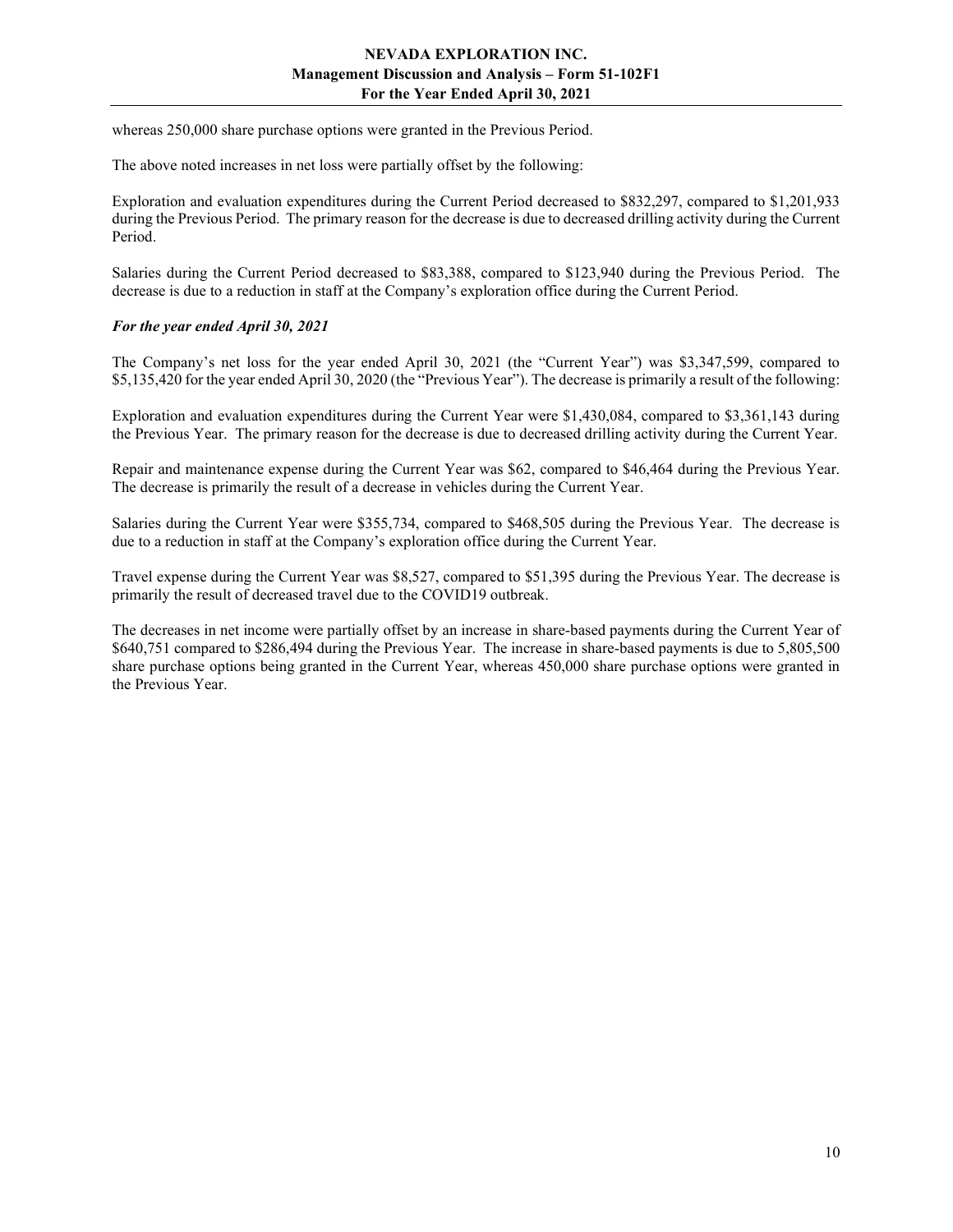whereas 250,000 share purchase options were granted in the Previous Period.

The above noted increases in net loss were partially offset by the following:

Exploration and evaluation expenditures during the Current Period decreased to $832,297, compared to $1,201,933 during the Previous Period. The primary reason for the decrease is due to decreased drilling activity during the Current Period.

Salaries during the Current Period decreased to $83,388, compared to $123,940 during the Previous Period. The decrease is due to a reduction in staff at the Company's exploration office during the Current Period.

***For the year ended April 30, 2021***

The Company's net loss for the year ended April 30, 2021 (the "Current Year") was $3,347,599, compared to $5,135,420 for the year ended April 30, 2020 (the "Previous Year"). The decrease is primarily a result of the following:

Exploration and evaluation expenditures during the Current Year were $1,430,084, compared to $3,361,143 during the Previous Year. The primary reason for the decrease is due to decreased drilling activity during the Current Year.

Repair and maintenance expense during the Current Year was $62, compared to $46,464 during the Previous Year. The decrease is primarily the result of a decrease in vehicles during the Current Year.

Salaries during the Current Year were $355,734, compared to $468,505 during the Previous Year. The decrease is due to a reduction in staff at the Company's exploration office during the Current Year.

Travel expense during the Current Year was $8,527, compared to $51,395 during the Previous Year. The decrease is primarily the result of decreased travel due to the COVID19 outbreak.

The decreases in net income were partially offset by an increase in share-based payments during the Current Year of $640,751 compared to $286,494 during the Previous Year. The increase in share-based payments is due to 5,805,500 share purchase options being granted in the Current Year, whereas 450,000 share purchase options were granted in the Previous Year.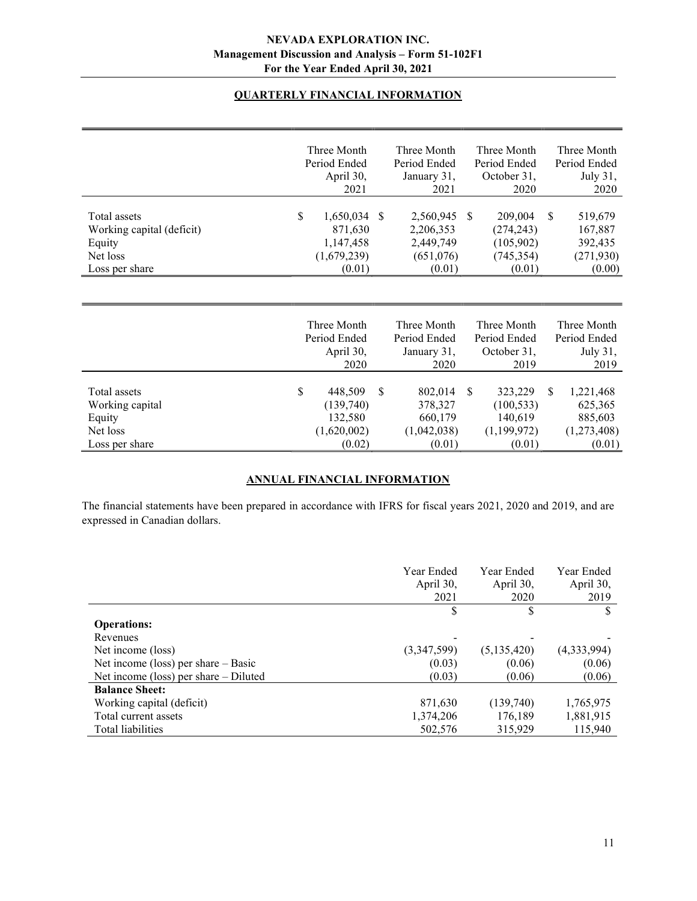## QUARTERLY FINANCIAL INFORMATION

| | Three Month Period Ended April 30, 2021 | Three Month Period Ended January 31, 2021 | Three Month Period Ended October 31, 2020 | Three Month Period Ended July 31, 2020 |
|---|---|---|---|---|
| Total assets | $ 1,650,034 | $ 2,560,945 | $ 209,004 | $ 519,679 |
| Working capital (deficit) | 871,630 | 2,206,353 | (274,243) | 167,887 |
| Equity | 1,147,458 | 2,449,749 | (105,902) | 392,435 |
| Net loss | (1,679,239) | (651,076) | (745,354) | (271,930) |
| Loss per share | (0.01) | (0.01) | (0.01) | (0.00) |

| | Three Month Period Ended April 30, 2020 | Three Month Period Ended January 31, 2020 | Three Month Period Ended October 31, 2019 | Three Month Period Ended July 31, 2019 |
|---|---|---|---|---|
| Total assets | $ 448,509 | $ 802,014 | $ 323,229 | $ 1,221,468 |
| Working capital | (139,740) | 378,327 | (100,533) | 625,365 |
| Equity | 132,580 | 660,179 | 140,619 | 885,603 |
| Net loss | (1,620,002) | (1,042,038) | (1,199,972) | (1,273,408) |
| Loss per share | (0.02) | (0.01) | (0.01) | (0.01) |

## ANNUAL FINANCIAL INFORMATION

The financial statements have been prepared in accordance with IFRS for fiscal years 2021, 2020 and 2019, and are expressed in Canadian dollars.

| | Year Ended April 30, 2021 | Year Ended April 30, 2020 | Year Ended April 30, 2019 |
|---|---|---|---|
| | $ | $ | $ |
| **Operations:** | | | |
| Revenues | - | - | - |
| Net income (loss) | (3,347,599) | (5,135,420) | (4,333,994) |
| Net income (loss) per share – Basic | (0.03) | (0.06) | (0.06) |
| Net income (loss) per share – Diluted | (0.03) | (0.06) | (0.06) |
| **Balance Sheet:** | | | |
| Working capital (deficit) | 871,630 | (139,740) | 1,765,975 |
| Total current assets | 1,374,206 | 176,189 | 1,881,915 |
| Total liabilities | 502,576 | 315,929 | 115,940 |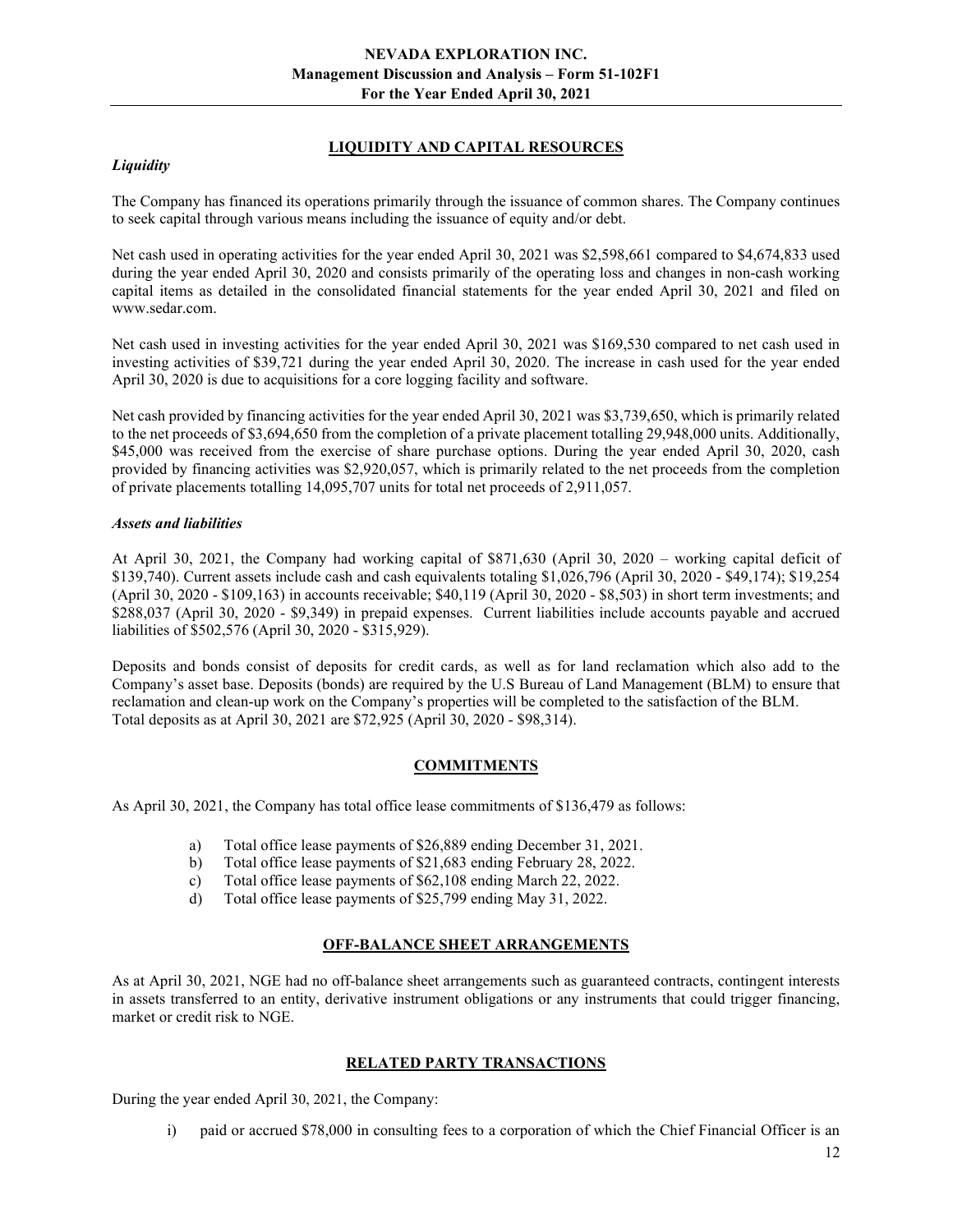## LIQUIDITY AND CAPITAL RESOURCES

### *Liquidity*

The Company has financed its operations primarily through the issuance of common shares. The Company continues to seek capital through various means including the issuance of equity and/or debt.

Net cash used in operating activities for the year ended April 30, 2021 was $2,598,661 compared to $4,674,833 used during the year ended April 30, 2020 and consists primarily of the operating loss and changes in non-cash working capital items as detailed in the consolidated financial statements for the year ended April 30, 2021 and filed on www.sedar.com.

Net cash used in investing activities for the year ended April 30, 2021 was $169,530 compared to net cash used in investing activities of $39,721 during the year ended April 30, 2020. The increase in cash used for the year ended April 30, 2020 is due to acquisitions for a core logging facility and software.

Net cash provided by financing activities for the year ended April 30, 2021 was $3,739,650, which is primarily related to the net proceeds of $3,694,650 from the completion of a private placement totalling 29,948,000 units. Additionally, $45,000 was received from the exercise of share purchase options. During the year ended April 30, 2020, cash provided by financing activities was $2,920,057, which is primarily related to the net proceeds from the completion of private placements totalling 14,095,707 units for total net proceeds of 2,911,057.

### *Assets and liabilities*

At April 30, 2021, the Company had working capital of $871,630 (April 30, 2020 – working capital deficit of $139,740). Current assets include cash and cash equivalents totaling $1,026,796 (April 30, 2020 - $49,174); $19,254 (April 30, 2020 - $109,163) in accounts receivable; $40,119 (April 30, 2020 - $8,503) in short term investments; and $288,037 (April 30, 2020 - $9,349) in prepaid expenses. Current liabilities include accounts payable and accrued liabilities of $502,576 (April 30, 2020 - $315,929).

Deposits and bonds consist of deposits for credit cards, as well as for land reclamation which also add to the Company's asset base. Deposits (bonds) are required by the U.S Bureau of Land Management (BLM) to ensure that reclamation and clean-up work on the Company's properties will be completed to the satisfaction of the BLM. Total deposits as at April 30, 2021 are $72,925 (April 30, 2020 - $98,314).

## COMMITMENTS

As April 30, 2021, the Company has total office lease commitments of $136,479 as follows:

a) Total office lease payments of $26,889 ending December 31, 2021.
b) Total office lease payments of $21,683 ending February 28, 2022.
c) Total office lease payments of $62,108 ending March 22, 2022.
d) Total office lease payments of $25,799 ending May 31, 2022.

## OFF-BALANCE SHEET ARRANGEMENTS

As at April 30, 2021, NGE had no off-balance sheet arrangements such as guaranteed contracts, contingent interests in assets transferred to an entity, derivative instrument obligations or any instruments that could trigger financing, market or credit risk to NGE.

## RELATED PARTY TRANSACTIONS

During the year ended April 30, 2021, the Company:

i) paid or accrued $78,000 in consulting fees to a corporation of which the Chief Financial Officer is an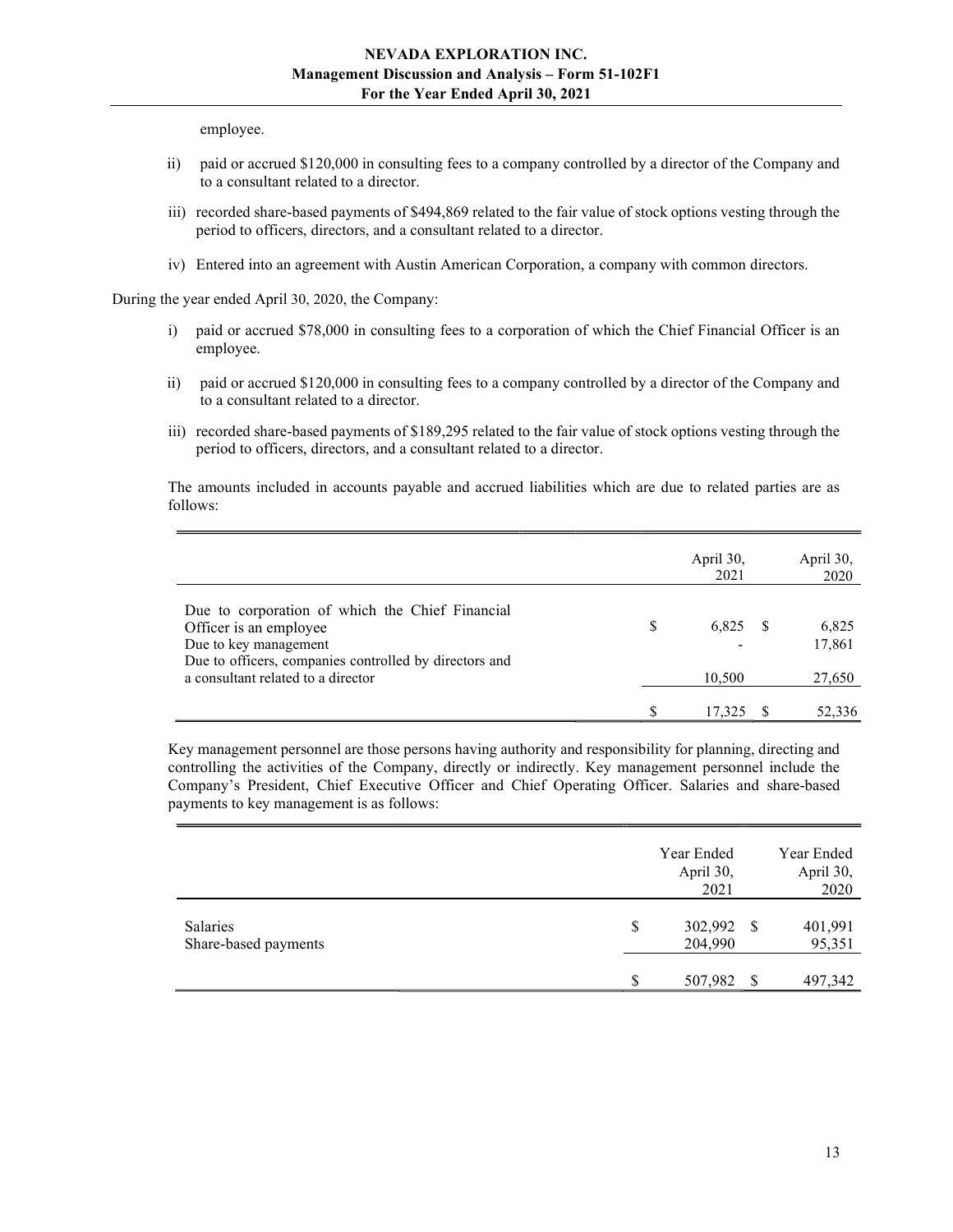employee.

ii) paid or accrued $120,000 in consulting fees to a company controlled by a director of the Company and to a consultant related to a director.

iii) recorded share-based payments of $494,869 related to the fair value of stock options vesting through the period to officers, directors, and a consultant related to a director.

iv) Entered into an agreement with Austin American Corporation, a company with common directors.

During the year ended April 30, 2020, the Company:

i) paid or accrued $78,000 in consulting fees to a corporation of which the Chief Financial Officer is an employee.

ii) paid or accrued $120,000 in consulting fees to a company controlled by a director of the Company and to a consultant related to a director.

iii) recorded share-based payments of $189,295 related to the fair value of stock options vesting through the period to officers, directors, and a consultant related to a director.

The amounts included in accounts payable and accrued liabilities which are due to related parties are as follows:

| | April 30, 2021 | April 30, 2020 |
|---|---|---|
| Due to corporation of which the Chief Financial Officer is an employee | $ 6,825 | $ 6,825 |
| Due to key management | - | 17,861 |
| Due to officers, companies controlled by directors and a consultant related to a director | 10,500 | 27,650 |
| | $ 17,325 | $ 52,336 |

Key management personnel are those persons having authority and responsibility for planning, directing and controlling the activities of the Company, directly or indirectly. Key management personnel include the Company's President, Chief Executive Officer and Chief Operating Officer. Salaries and share-based payments to key management is as follows:

| | Year Ended April 30, 2021 | Year Ended April 30, 2020 |
|---|---|---|
| Salaries | $ 302,992 | $ 401,991 |
| Share-based payments | 204,990 | 95,351 |
| | $ 507,982 | $ 497,342 |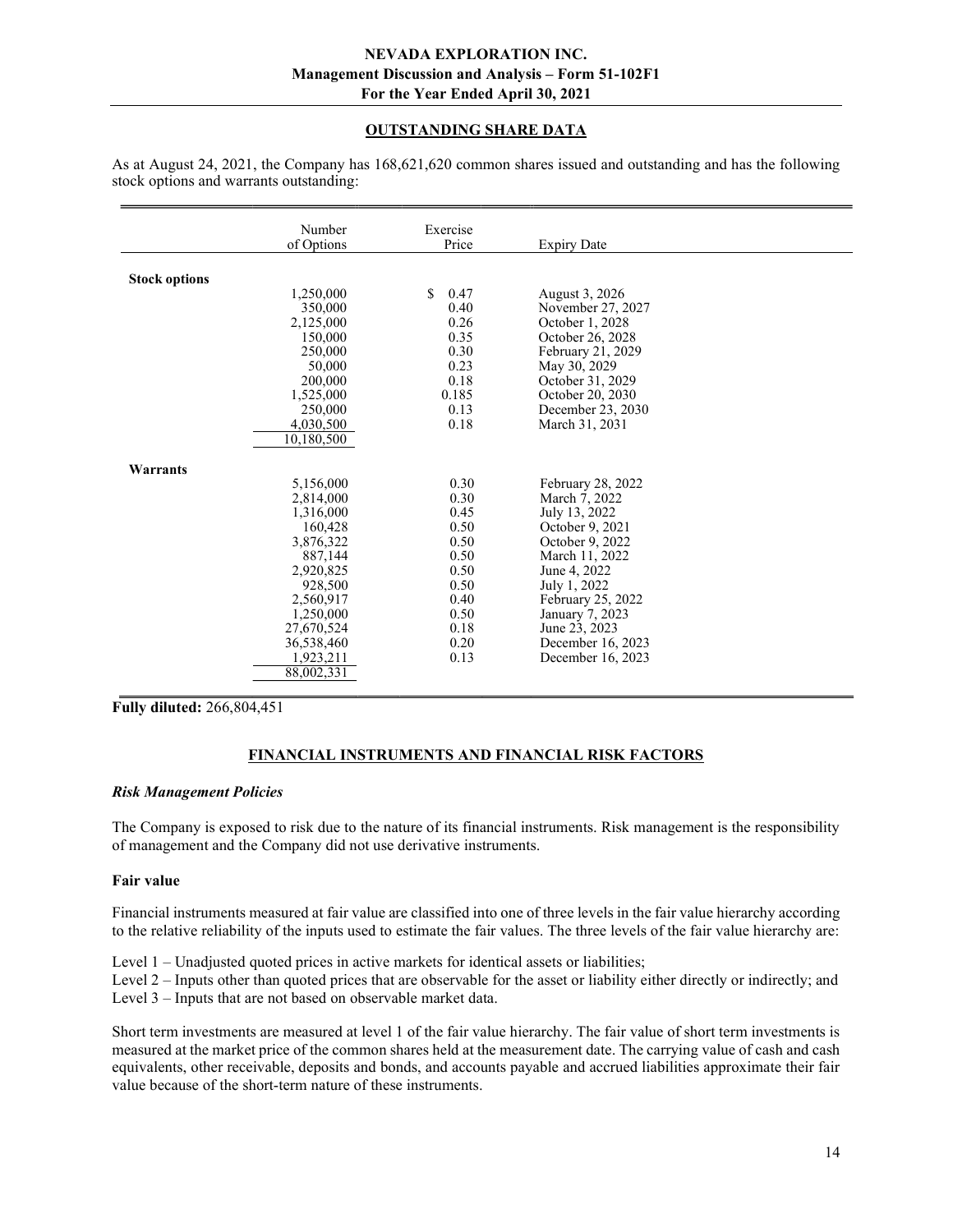## OUTSTANDING SHARE DATA

As at August 24, 2021, the Company has 168,621,620 common shares issued and outstanding and has the following stock options and warrants outstanding:

| | Number of Options | Exercise Price | Expiry Date |
|---|---|---|---|
| **Stock options** | | | |
| | 1,250,000 | $ 0.47 | August 3, 2026 |
| | 350,000 | 0.40 | November 27, 2027 |
| | 2,125,000 | 0.26 | October 1, 2028 |
| | 150,000 | 0.35 | October 26, 2028 |
| | 250,000 | 0.30 | February 21, 2029 |
| | 50,000 | 0.23 | May 30, 2029 |
| | 200,000 | 0.18 | October 31, 2029 |
| | 1,525,000 | 0.185 | October 20, 2030 |
| | 250,000 | 0.13 | December 23, 2030 |
| | 4,030,500 | 0.18 | March 31, 2031 |
| | 10,180,500 | | |
| **Warrants** | | | |
| | 5,156,000 | 0.30 | February 28, 2022 |
| | 2,814,000 | 0.30 | March 7, 2022 |
| | 1,316,000 | 0.45 | July 13, 2022 |
| | 160,428 | 0.50 | October 9, 2021 |
| | 3,876,322 | 0.50 | October 9, 2022 |
| | 887,144 | 0.50 | March 11, 2022 |
| | 2,920,825 | 0.50 | June 4, 2022 |
| | 928,500 | 0.50 | July 1, 2022 |
| | 2,560,917 | 0.40 | February 25, 2022 |
| | 1,250,000 | 0.50 | January 7, 2023 |
| | 27,670,524 | 0.18 | June 23, 2023 |
| | 36,538,460 | 0.20 | December 16, 2023 |
| | 1,923,211 | 0.13 | December 16, 2023 |
| | 88,002,331 | | |

**Fully diluted:** 266,804,451

## FINANCIAL INSTRUMENTS AND FINANCIAL RISK FACTORS

### *Risk Management Policies*

The Company is exposed to risk due to the nature of its financial instruments. Risk management is the responsibility of management and the Company did not use derivative instruments.

### Fair value

Financial instruments measured at fair value are classified into one of three levels in the fair value hierarchy according to the relative reliability of the inputs used to estimate the fair values. The three levels of the fair value hierarchy are:

Level 1 – Unadjusted quoted prices in active markets for identical assets or liabilities;
Level 2 – Inputs other than quoted prices that are observable for the asset or liability either directly or indirectly; and
Level 3 – Inputs that are not based on observable market data.

Short term investments are measured at level 1 of the fair value hierarchy. The fair value of short term investments is measured at the market price of the common shares held at the measurement date. The carrying value of cash and cash equivalents, other receivable, deposits and bonds, and accounts payable and accrued liabilities approximate their fair value because of the short-term nature of these instruments.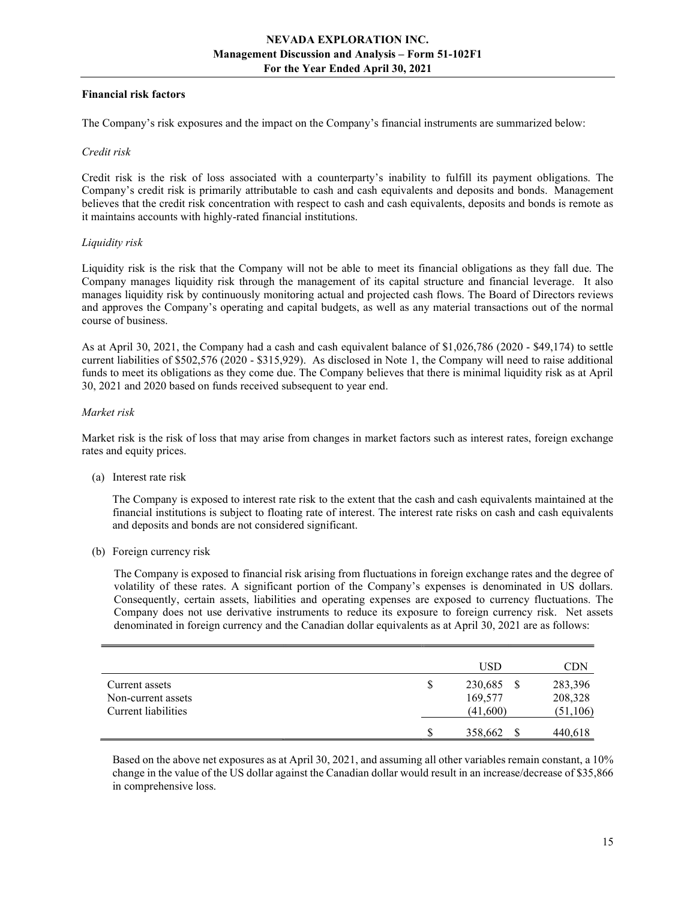**Financial risk factors**

The Company's risk exposures and the impact on the Company's financial instruments are summarized below:

*Credit risk*

Credit risk is the risk of loss associated with a counterparty's inability to fulfill its payment obligations. The Company's credit risk is primarily attributable to cash and cash equivalents and deposits and bonds. Management believes that the credit risk concentration with respect to cash and cash equivalents, deposits and bonds is remote as it maintains accounts with highly-rated financial institutions.

*Liquidity risk*

Liquidity risk is the risk that the Company will not be able to meet its financial obligations as they fall due. The Company manages liquidity risk through the management of its capital structure and financial leverage. It also manages liquidity risk by continuously monitoring actual and projected cash flows. The Board of Directors reviews and approves the Company's operating and capital budgets, as well as any material transactions out of the normal course of business.

As at April 30, 2021, the Company had a cash and cash equivalent balance of $1,026,786 (2020 - $49,174) to settle current liabilities of $502,576 (2020 - $315,929). As disclosed in Note 1, the Company will need to raise additional funds to meet its obligations as they come due. The Company believes that there is minimal liquidity risk as at April 30, 2021 and 2020 based on funds received subsequent to year end.

*Market risk*

Market risk is the risk of loss that may arise from changes in market factors such as interest rates, foreign exchange rates and equity prices.

(a) Interest rate risk

The Company is exposed to interest rate risk to the extent that the cash and cash equivalents maintained at the financial institutions is subject to floating rate of interest. The interest rate risks on cash and cash equivalents and deposits and bonds are not considered significant.

(b) Foreign currency risk

The Company is exposed to financial risk arising from fluctuations in foreign exchange rates and the degree of volatility of these rates. A significant portion of the Company's expenses is denominated in US dollars. Consequently, certain assets, liabilities and operating expenses are exposed to currency fluctuations. The Company does not use derivative instruments to reduce its exposure to foreign currency risk. Net assets denominated in foreign currency and the Canadian dollar equivalents as at April 30, 2021 are as follows:

| | USD | CDN |
|---|---|---|
| Current assets | $ 230,685 | $ 283,396 |
| Non-current assets | 169,577 | 208,328 |
| Current liabilities | (41,600) | (51,106) |
| | $ 358,662 | $ 440,618 |

Based on the above net exposures as at April 30, 2021, and assuming all other variables remain constant, a 10% change in the value of the US dollar against the Canadian dollar would result in an increase/decrease of $35,866 in comprehensive loss.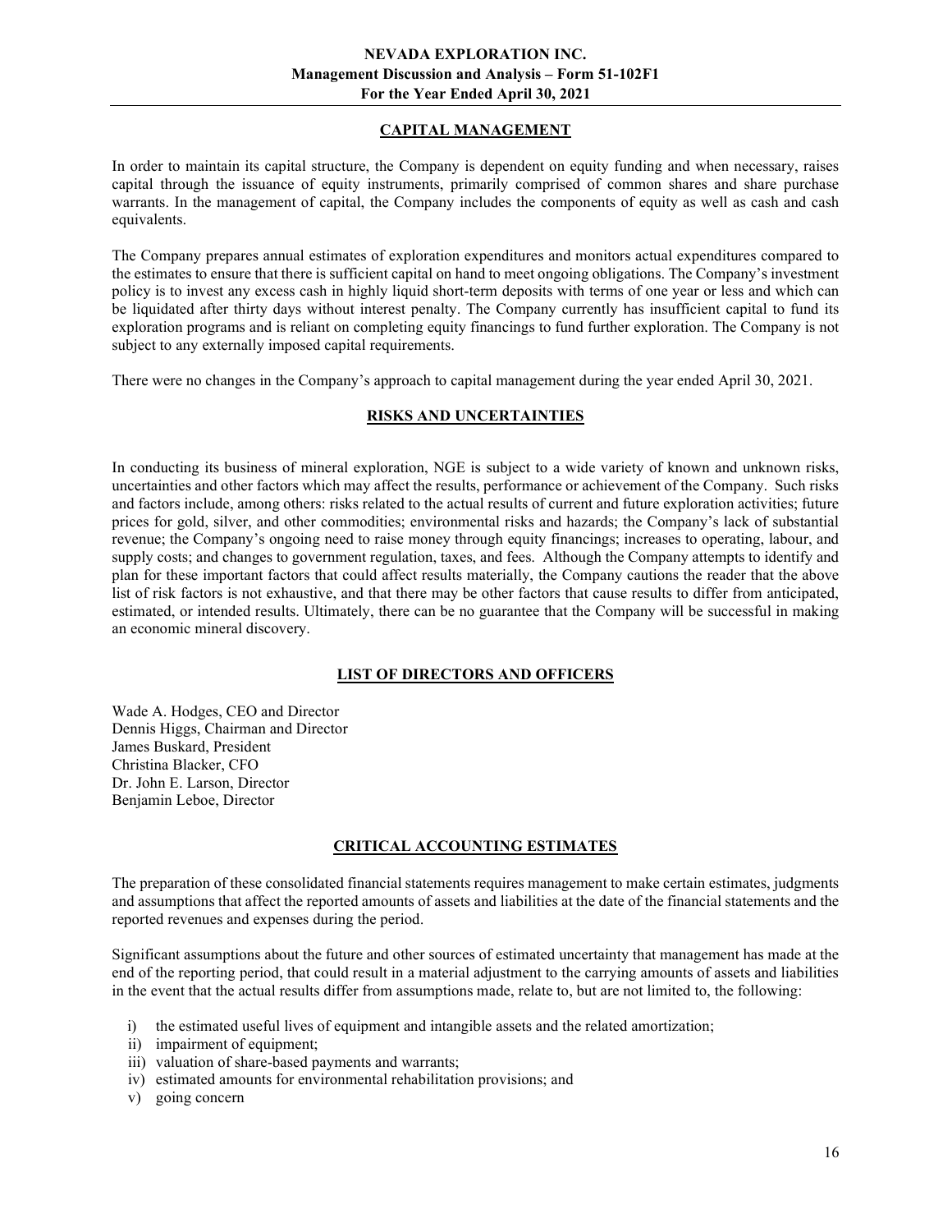## CAPITAL MANAGEMENT

In order to maintain its capital structure, the Company is dependent on equity funding and when necessary, raises capital through the issuance of equity instruments, primarily comprised of common shares and share purchase warrants. In the management of capital, the Company includes the components of equity as well as cash and cash equivalents.

The Company prepares annual estimates of exploration expenditures and monitors actual expenditures compared to the estimates to ensure that there is sufficient capital on hand to meet ongoing obligations. The Company's investment policy is to invest any excess cash in highly liquid short-term deposits with terms of one year or less and which can be liquidated after thirty days without interest penalty. The Company currently has insufficient capital to fund its exploration programs and is reliant on completing equity financings to fund further exploration. The Company is not subject to any externally imposed capital requirements.

There were no changes in the Company's approach to capital management during the year ended April 30, 2021.

## RISKS AND UNCERTAINTIES

In conducting its business of mineral exploration, NGE is subject to a wide variety of known and unknown risks, uncertainties and other factors which may affect the results, performance or achievement of the Company. Such risks and factors include, among others: risks related to the actual results of current and future exploration activities; future prices for gold, silver, and other commodities; environmental risks and hazards; the Company's lack of substantial revenue; the Company's ongoing need to raise money through equity financings; increases to operating, labour, and supply costs; and changes to government regulation, taxes, and fees. Although the Company attempts to identify and plan for these important factors that could affect results materially, the Company cautions the reader that the above list of risk factors is not exhaustive, and that there may be other factors that cause results to differ from anticipated, estimated, or intended results. Ultimately, there can be no guarantee that the Company will be successful in making an economic mineral discovery.

## LIST OF DIRECTORS AND OFFICERS

Wade A. Hodges, CEO and Director
Dennis Higgs, Chairman and Director
James Buskard, President
Christina Blacker, CFO
Dr. John E. Larson, Director
Benjamin Leboe, Director

## CRITICAL ACCOUNTING ESTIMATES

The preparation of these consolidated financial statements requires management to make certain estimates, judgments and assumptions that affect the reported amounts of assets and liabilities at the date of the financial statements and the reported revenues and expenses during the period.

Significant assumptions about the future and other sources of estimated uncertainty that management has made at the end of the reporting period, that could result in a material adjustment to the carrying amounts of assets and liabilities in the event that the actual results differ from assumptions made, relate to, but are not limited to, the following:

i) the estimated useful lives of equipment and intangible assets and the related amortization;
ii) impairment of equipment;
iii) valuation of share-based payments and warrants;
iv) estimated amounts for environmental rehabilitation provisions; and
v) going concern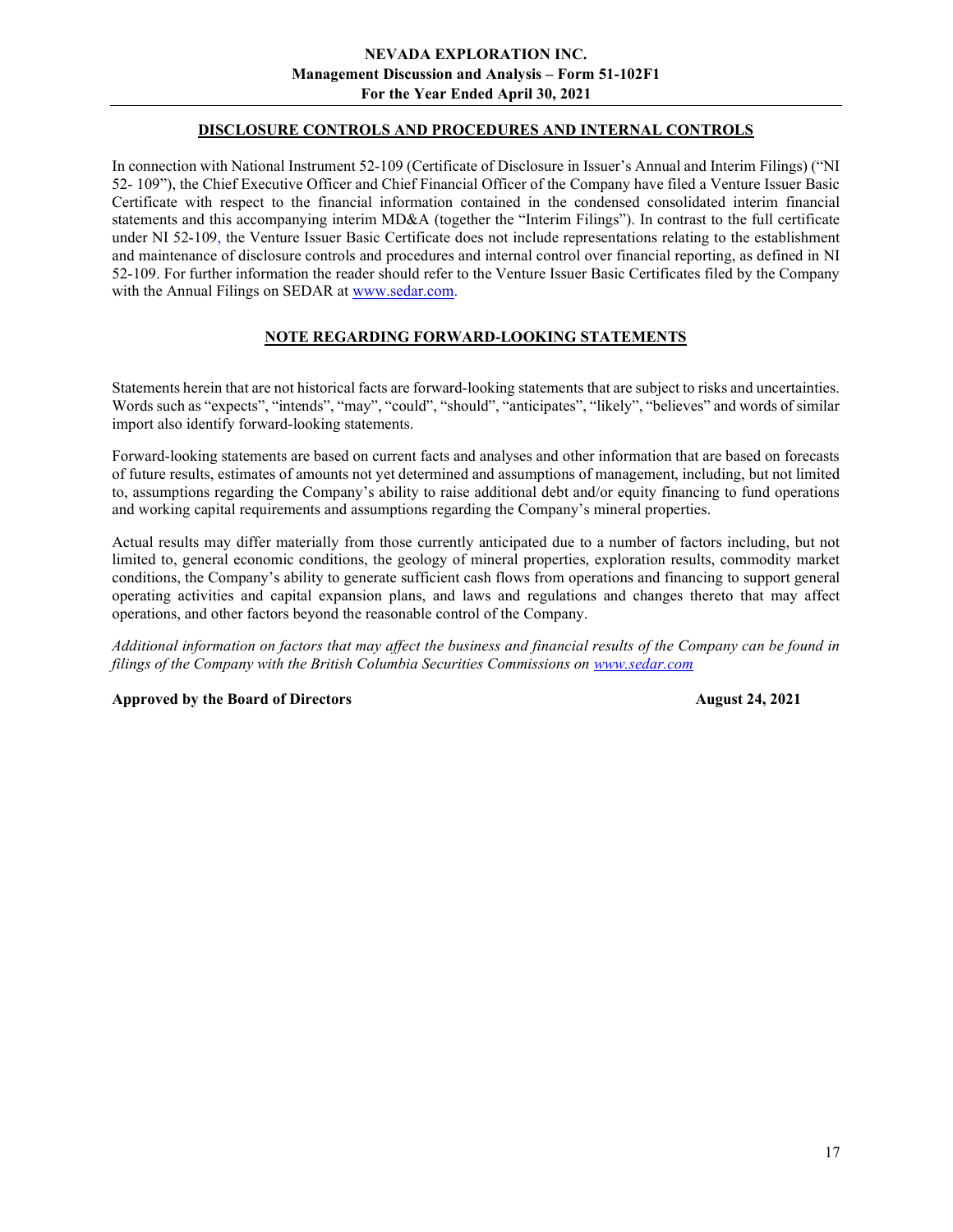## DISCLOSURE CONTROLS AND PROCEDURES AND INTERNAL CONTROLS

In connection with National Instrument 52-109 (Certificate of Disclosure in Issuer's Annual and Interim Filings) ("NI 52- 109"), the Chief Executive Officer and Chief Financial Officer of the Company have filed a Venture Issuer Basic Certificate with respect to the financial information contained in the condensed consolidated interim financial statements and this accompanying interim MD&A (together the "Interim Filings"). In contrast to the full certificate under NI 52-109, the Venture Issuer Basic Certificate does not include representations relating to the establishment and maintenance of disclosure controls and procedures and internal control over financial reporting, as defined in NI 52-109. For further information the reader should refer to the Venture Issuer Basic Certificates filed by the Company with the Annual Filings on SEDAR at www.sedar.com.

## NOTE REGARDING FORWARD-LOOKING STATEMENTS

Statements herein that are not historical facts are forward-looking statements that are subject to risks and uncertainties. Words such as "expects", "intends", "may", "could", "should", "anticipates", "likely", "believes" and words of similar import also identify forward-looking statements.

Forward-looking statements are based on current facts and analyses and other information that are based on forecasts of future results, estimates of amounts not yet determined and assumptions of management, including, but not limited to, assumptions regarding the Company's ability to raise additional debt and/or equity financing to fund operations and working capital requirements and assumptions regarding the Company's mineral properties.

Actual results may differ materially from those currently anticipated due to a number of factors including, but not limited to, general economic conditions, the geology of mineral properties, exploration results, commodity market conditions, the Company's ability to generate sufficient cash flows from operations and financing to support general operating activities and capital expansion plans, and laws and regulations and changes thereto that may affect operations, and other factors beyond the reasonable control of the Company.

*Additional information on factors that may affect the business and financial results of the Company can be found in filings of the Company with the British Columbia Securities Commissions on www.sedar.com*

**Approved by the Board of Directors** **August 24, 2021**